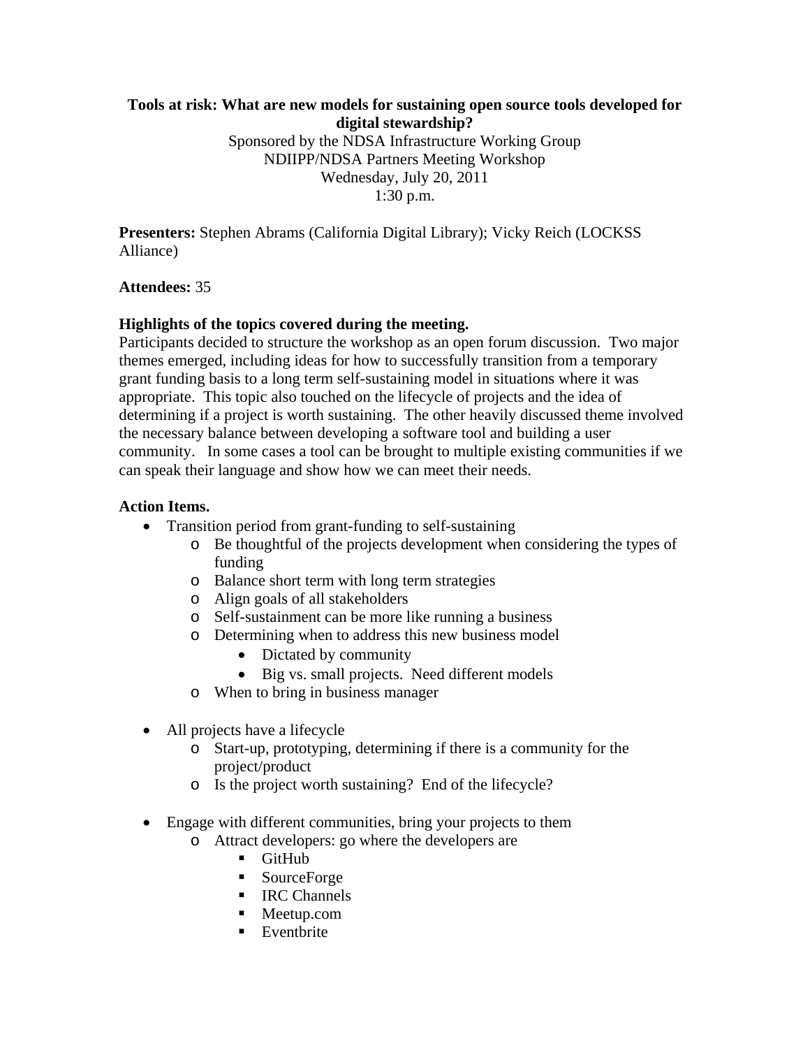**Tools at risk: What are new models for sustaining open source tools developed for digital stewardship?**

Sponsored by the NDSA Infrastructure Working Group
NDIIPP/NDSA Partners Meeting Workshop
Wednesday, July 20, 2011
1:30 p.m.

**Presenters:** Stephen Abrams (California Digital Library); Vicky Reich (LOCKSS Alliance)

**Attendees:** 35

**Highlights of the topics covered during the meeting.**

Participants decided to structure the workshop as an open forum discussion. Two major themes emerged, including ideas for how to successfully transition from a temporary grant funding basis to a long term self-sustaining model in situations where it was appropriate. This topic also touched on the lifecycle of projects and the idea of determining if a project is worth sustaining. The other heavily discussed theme involved the necessary balance between developing a software tool and building a user community. In some cases a tool can be brought to multiple existing communities if we can speak their language and show how we can meet their needs.

**Action Items.**

- Transition period from grant-funding to self-sustaining
  - Be thoughtful of the projects development when considering the types of funding
  - Balance short term with long term strategies
  - Align goals of all stakeholders
  - Self-sustainment can be more like running a business
  - Determining when to address this new business model
    - Dictated by community
    - Big vs. small projects. Need different models
  - When to bring in business manager

- All projects have a lifecycle
  - Start-up, prototyping, determining if there is a community for the project/product
  - Is the project worth sustaining? End of the lifecycle?

- Engage with different communities, bring your projects to them
  - Attract developers: go where the developers are
    - GitHub
    - SourceForge
    - IRC Channels
    - Meetup.com
    - Eventbrite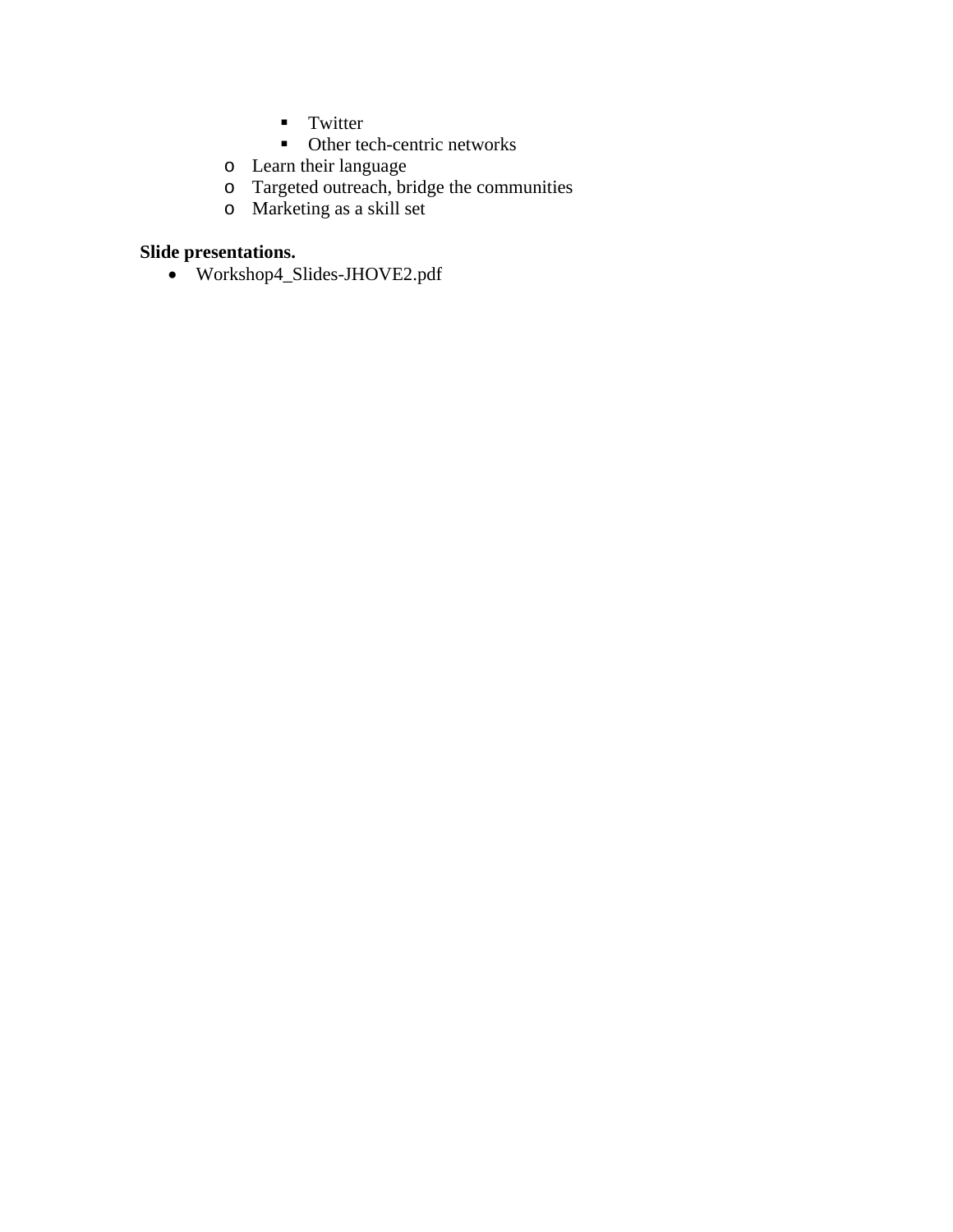- Twitter
        - Other tech-centric networks
    - Learn their language
    - Targeted outreach, bridge the communities
    - Marketing as a skill set

**Slide presentations.**

- Workshop4_Slides-JHOVE2.pdf